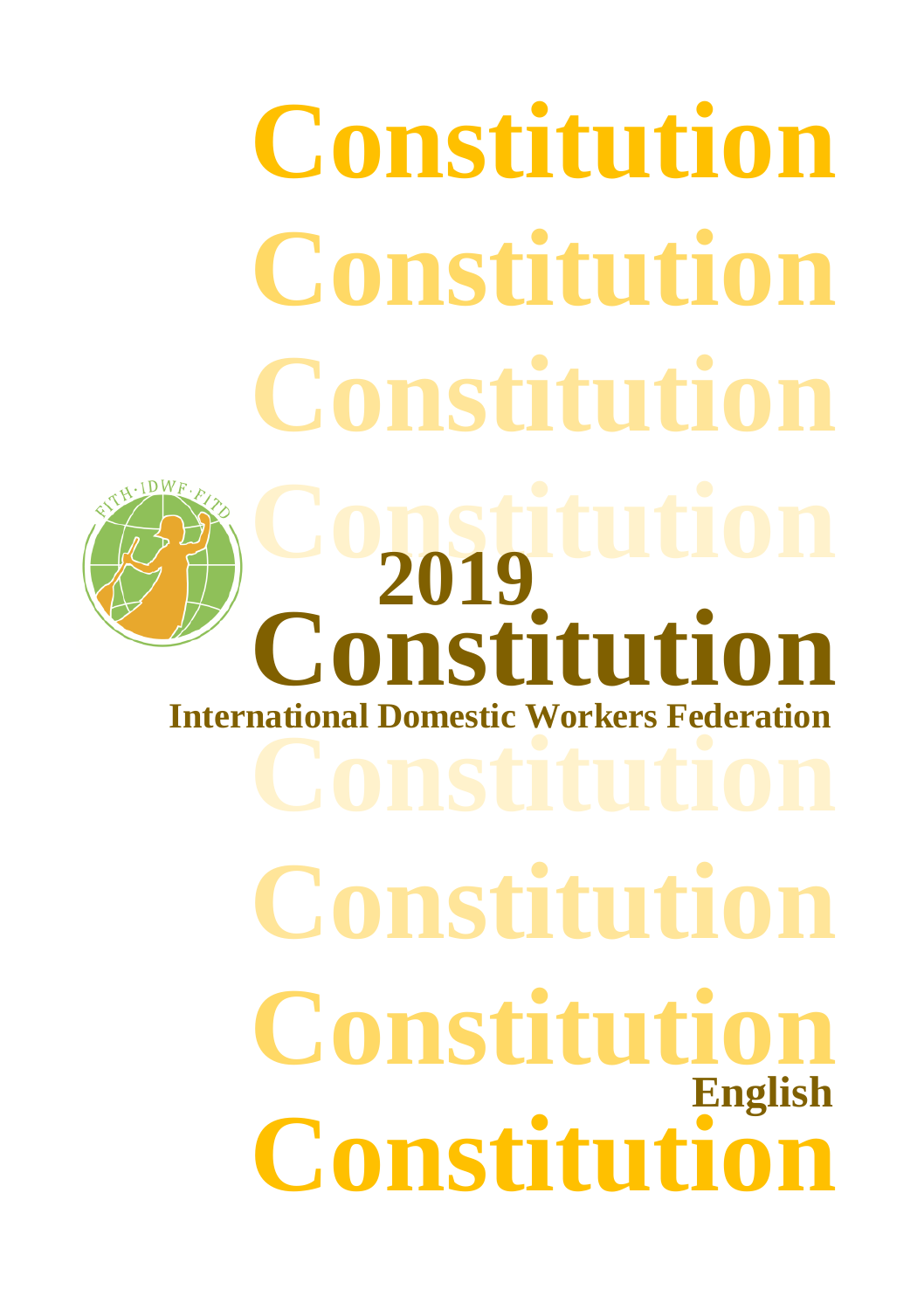# 2019 Constitution

## International Domestic Workers Federation

English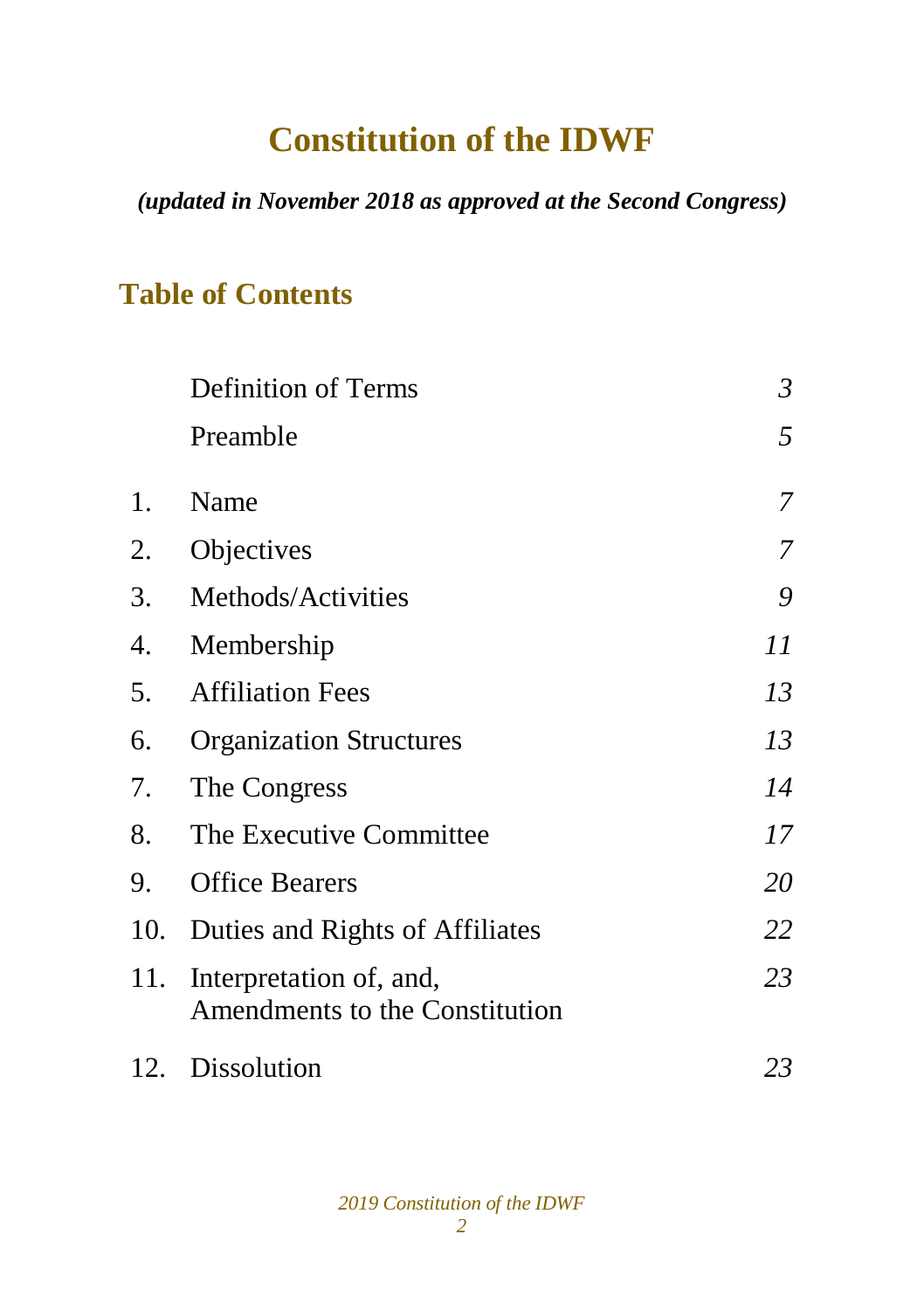# Constitution of the IDWF

***(updated in November 2018 as approved at the Second Congress)***

## Table of Contents

| | | |
|---|---|---|
| | Definition of Terms | *3* |
| | Preamble | *5* |
| 1. | Name | *7* |
| 2. | Objectives | *7* |
| 3. | Methods/Activities | *9* |
| 4. | Membership | *11* |
| 5. | Affiliation Fees | *13* |
| 6. | Organization Structures | *13* |
| 7. | The Congress | *14* |
| 8. | The Executive Committee | *17* |
| 9. | Office Bearers | *20* |
| 10. | Duties and Rights of Affiliates | *22* |
| 11. | Interpretation of, and, Amendments to the Constitution | *23* |
| 12. | Dissolution | *23* |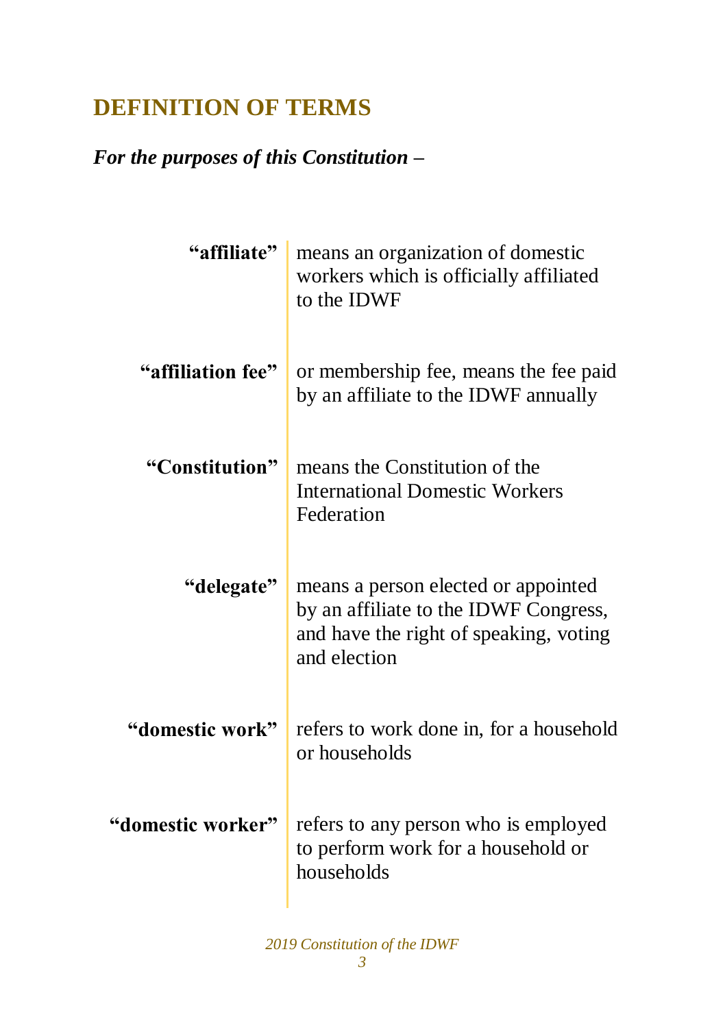## DEFINITION OF TERMS

***For the purposes of this Constitution –***

| | |
|---|---|
| **"affiliate"** | means an organization of domestic workers which is officially affiliated to the IDWF |
| **"affiliation fee"** | or membership fee, means the fee paid by an affiliate to the IDWF annually |
| **"Constitution"** | means the Constitution of the International Domestic Workers Federation |
| **"delegate"** | means a person elected or appointed by an affiliate to the IDWF Congress, and have the right of speaking, voting and election |
| **"domestic work"** | refers to work done in, for a household or households |
| **"domestic worker"** | refers to any person who is employed to perform work for a household or households |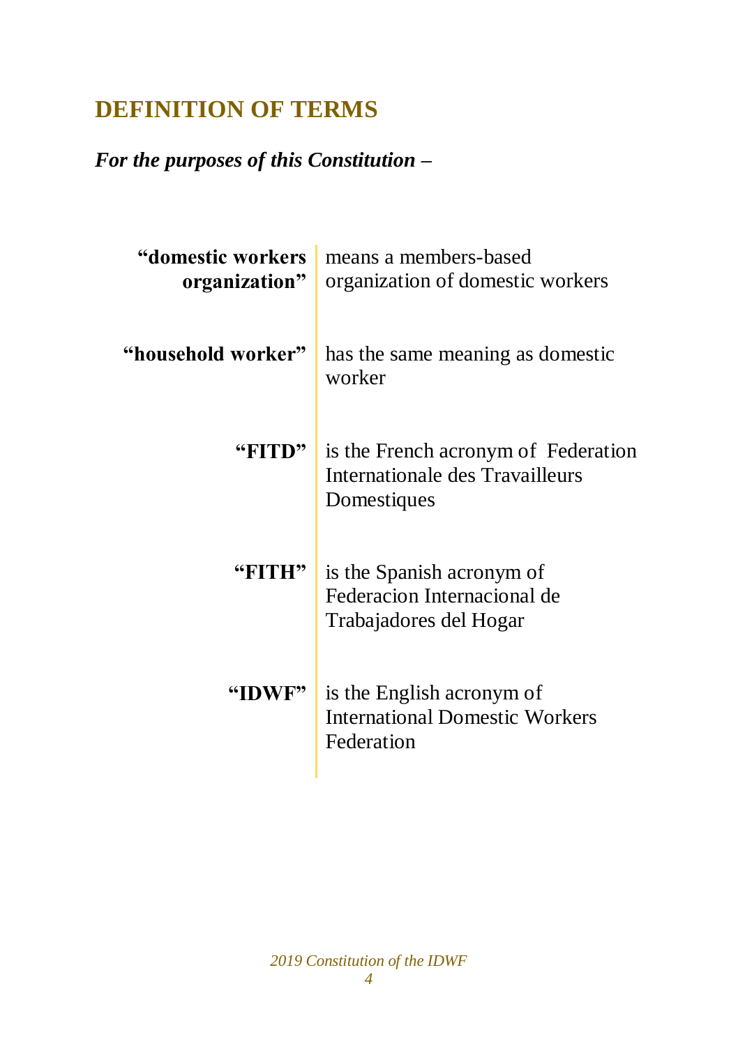## DEFINITION OF TERMS

***For the purposes of this Constitution –***

| | |
|---|---|
| **"domestic workers organization"** | means a members-based organization of domestic workers |
| **"household worker"** | has the same meaning as domestic worker |
| **"FITD"** | is the French acronym of Federation Internationale des Travailleurs Domestiques |
| **"FITH"** | is the Spanish acronym of Federacion Internacional de Trabajadores del Hogar |
| **"IDWF"** | is the English acronym of International Domestic Workers Federation |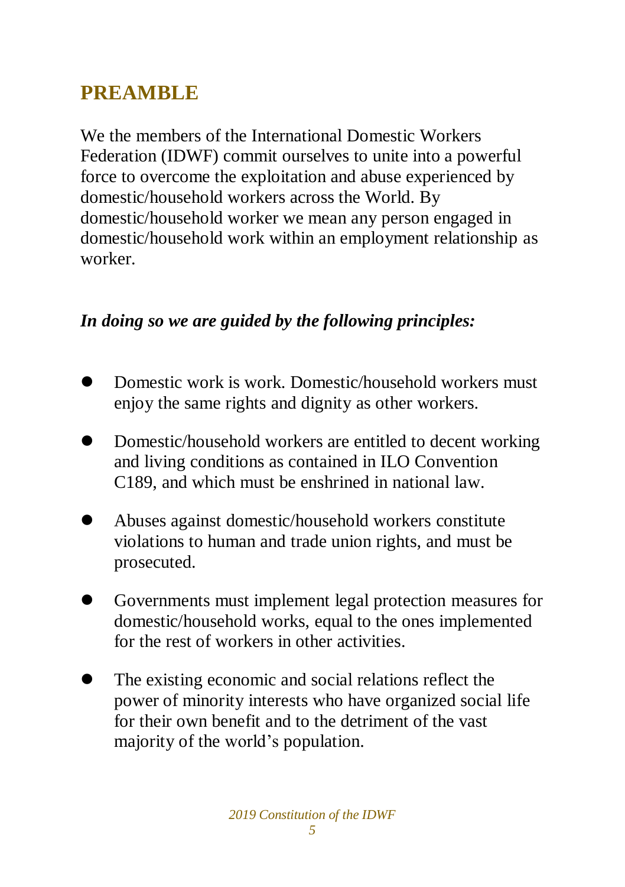## PREAMBLE

We the members of the International Domestic Workers Federation (IDWF) commit ourselves to unite into a powerful force to overcome the exploitation and abuse experienced by domestic/household workers across the World. By domestic/household worker we mean any person engaged in domestic/household work within an employment relationship as worker.

***In doing so we are guided by the following principles:***

- Domestic work is work. Domestic/household workers must enjoy the same rights and dignity as other workers.
- Domestic/household workers are entitled to decent working and living conditions as contained in ILO Convention C189, and which must be enshrined in national law.
- Abuses against domestic/household workers constitute violations to human and trade union rights, and must be prosecuted.
- Governments must implement legal protection measures for domestic/household works, equal to the ones implemented for the rest of workers in other activities.
- The existing economic and social relations reflect the power of minority interests who have organized social life for their own benefit and to the detriment of the vast majority of the world's population.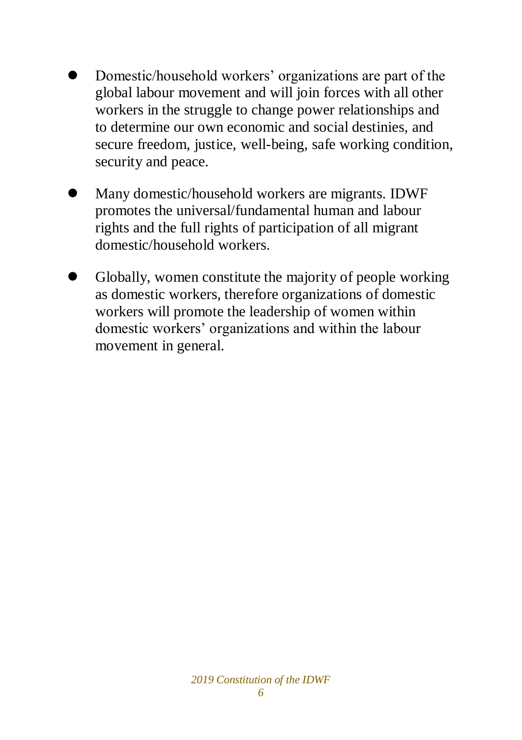- Domestic/household workers' organizations are part of the global labour movement and will join forces with all other workers in the struggle to change power relationships and to determine our own economic and social destinies, and secure freedom, justice, well-being, safe working condition, security and peace.

- Many domestic/household workers are migrants. IDWF promotes the universal/fundamental human and labour rights and the full rights of participation of all migrant domestic/household workers.

- Globally, women constitute the majority of people working as domestic workers, therefore organizations of domestic workers will promote the leadership of women within domestic workers' organizations and within the labour movement in general.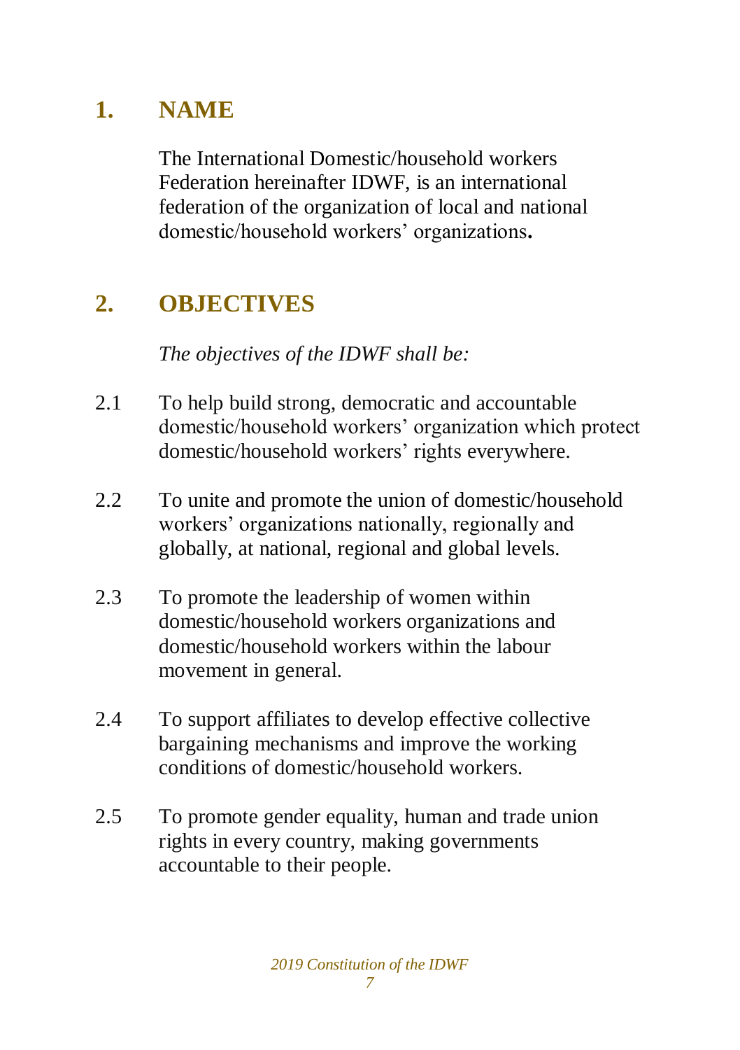## 1. NAME

The International Domestic/household workers Federation hereinafter IDWF, is an international federation of the organization of local and national domestic/household workers' organizations**.**

## 2. OBJECTIVES

*The objectives of the IDWF shall be:*

2.1 To help build strong, democratic and accountable domestic/household workers' organization which protect domestic/household workers' rights everywhere.

2.2 To unite and promote the union of domestic/household workers' organizations nationally, regionally and globally, at national, regional and global levels.

2.3 To promote the leadership of women within domestic/household workers organizations and domestic/household workers within the labour movement in general.

2.4 To support affiliates to develop effective collective bargaining mechanisms and improve the working conditions of domestic/household workers.

2.5 To promote gender equality, human and trade union rights in every country, making governments accountable to their people.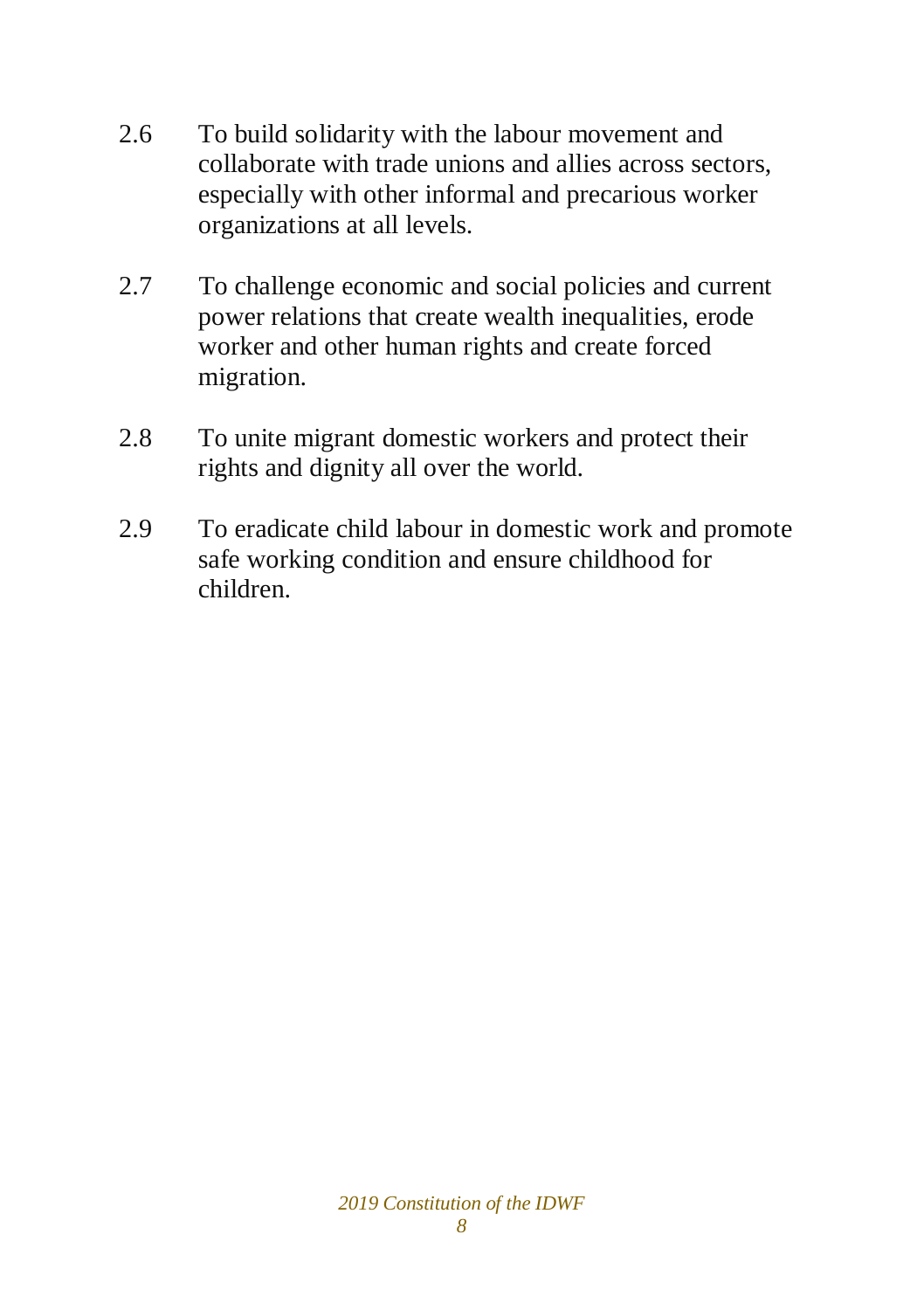2.6 To build solidarity with the labour movement and collaborate with trade unions and allies across sectors, especially with other informal and precarious worker organizations at all levels.

2.7 To challenge economic and social policies and current power relations that create wealth inequalities, erode worker and other human rights and create forced migration.

2.8 To unite migrant domestic workers and protect their rights and dignity all over the world.

2.9 To eradicate child labour in domestic work and promote safe working condition and ensure childhood for children.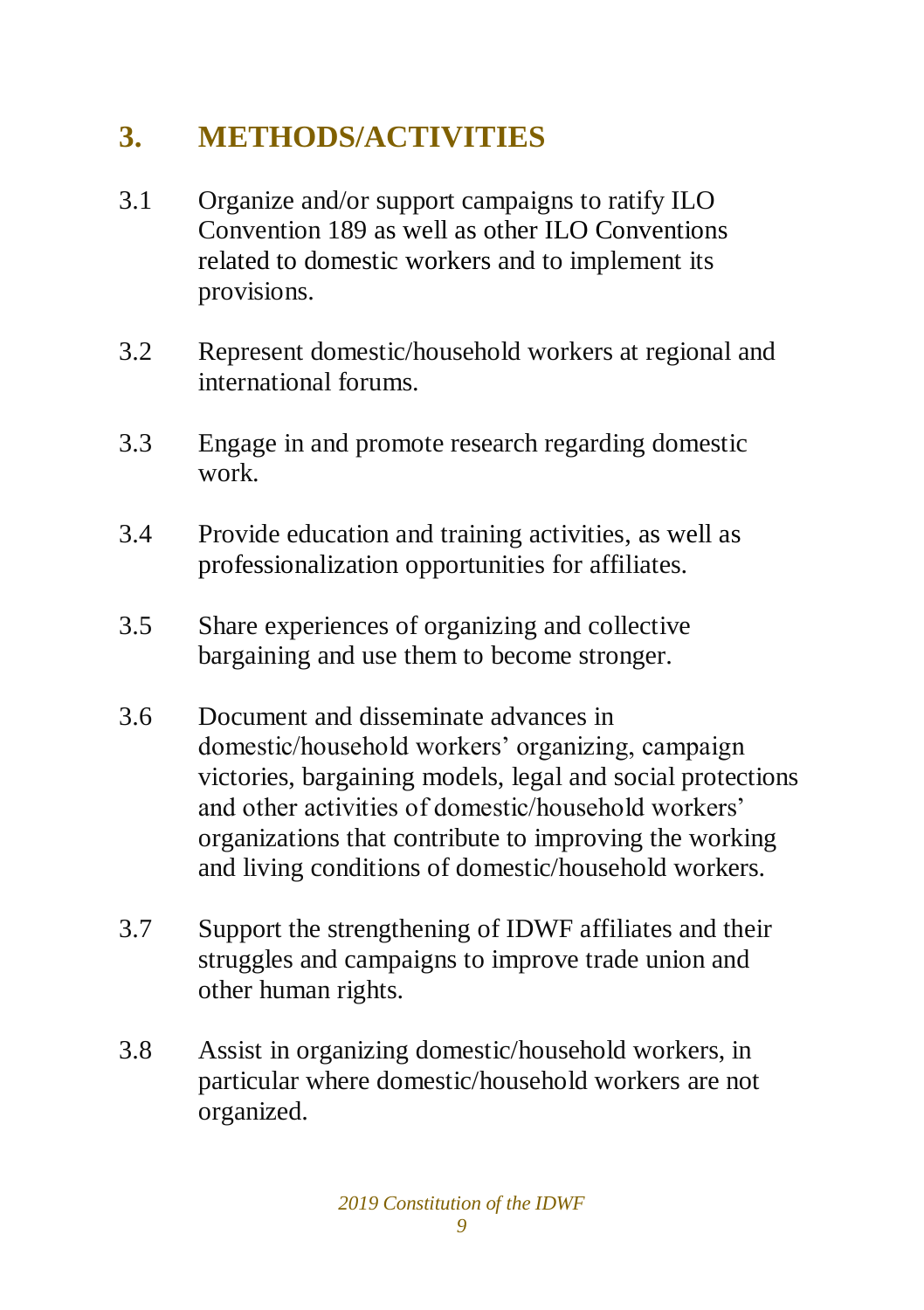## 3. METHODS/ACTIVITIES

3.1 Organize and/or support campaigns to ratify ILO Convention 189 as well as other ILO Conventions related to domestic workers and to implement its provisions.

3.2 Represent domestic/household workers at regional and international forums.

3.3 Engage in and promote research regarding domestic work.

3.4 Provide education and training activities, as well as professionalization opportunities for affiliates.

3.5 Share experiences of organizing and collective bargaining and use them to become stronger.

3.6 Document and disseminate advances in domestic/household workers' organizing, campaign victories, bargaining models, legal and social protections and other activities of domestic/household workers' organizations that contribute to improving the working and living conditions of domestic/household workers.

3.7 Support the strengthening of IDWF affiliates and their struggles and campaigns to improve trade union and other human rights.

3.8 Assist in organizing domestic/household workers, in particular where domestic/household workers are not organized.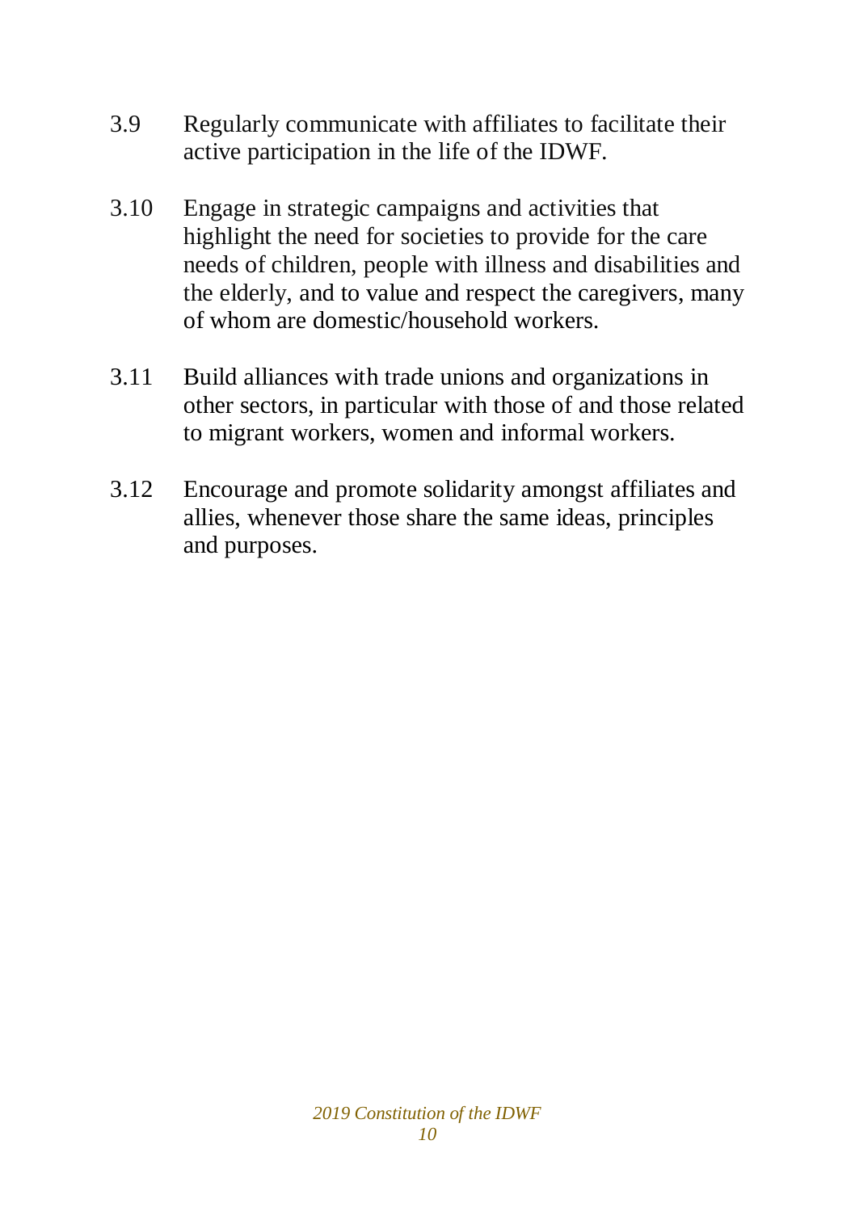3.9 Regularly communicate with affiliates to facilitate their active participation in the life of the IDWF.

3.10 Engage in strategic campaigns and activities that highlight the need for societies to provide for the care needs of children, people with illness and disabilities and the elderly, and to value and respect the caregivers, many of whom are domestic/household workers.

3.11 Build alliances with trade unions and organizations in other sectors, in particular with those of and those related to migrant workers, women and informal workers.

3.12 Encourage and promote solidarity amongst affiliates and allies, whenever those share the same ideas, principles and purposes.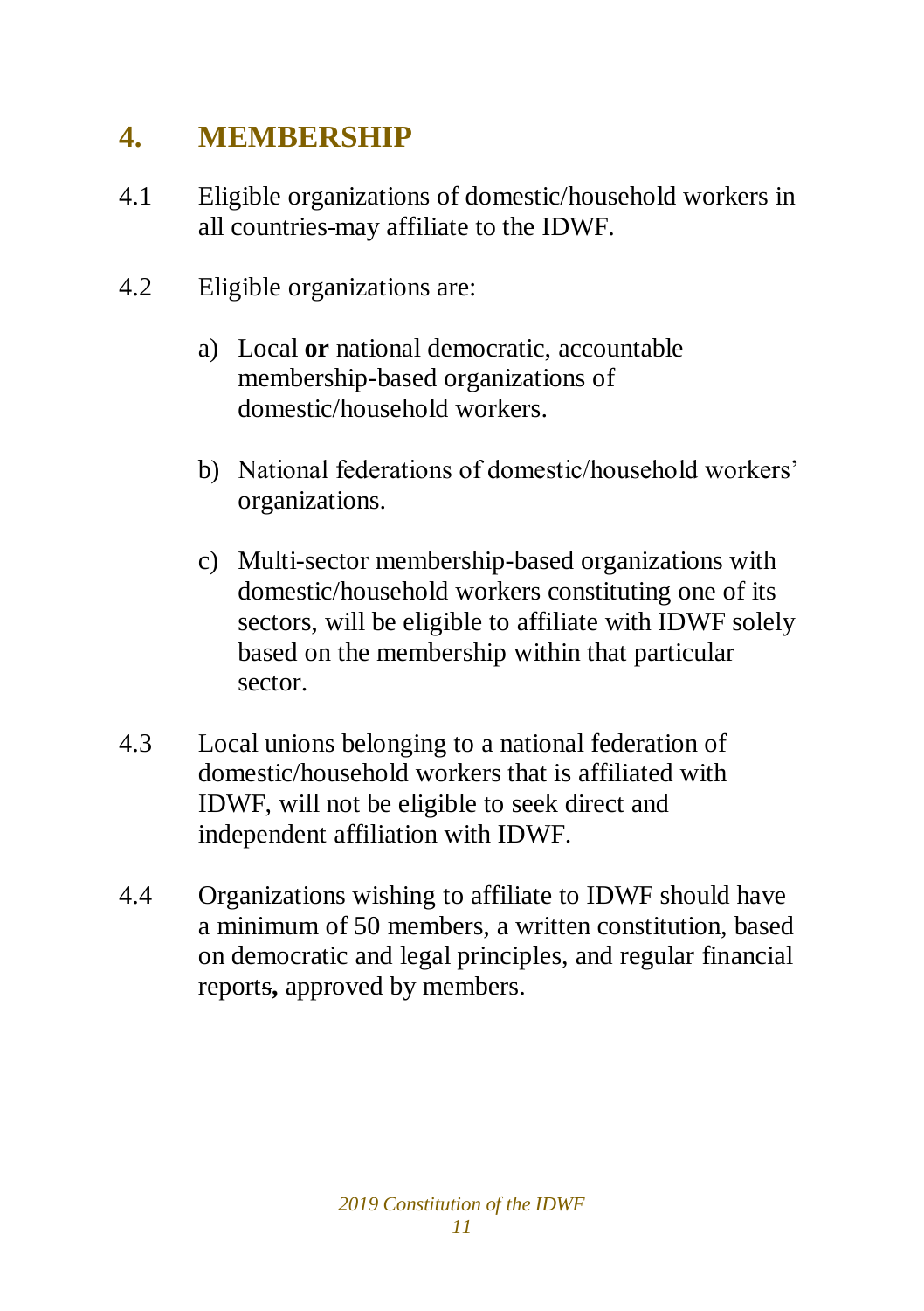## 4. MEMBERSHIP

4.1 Eligible organizations of domestic/household workers in all countries may affiliate to the IDWF.

4.2 Eligible organizations are:

a) Local **or** national democratic, accountable membership-based organizations of domestic/household workers.

b) National federations of domestic/household workers' organizations.

c) Multi-sector membership-based organizations with domestic/household workers constituting one of its sectors, will be eligible to affiliate with IDWF solely based on the membership within that particular sector.

4.3 Local unions belonging to a national federation of domestic/household workers that is affiliated with IDWF, will not be eligible to seek direct and independent affiliation with IDWF.

4.4 Organizations wishing to affiliate to IDWF should have a minimum of 50 members, a written constitution, based on democratic and legal principles, and regular financial reports**,** approved by members.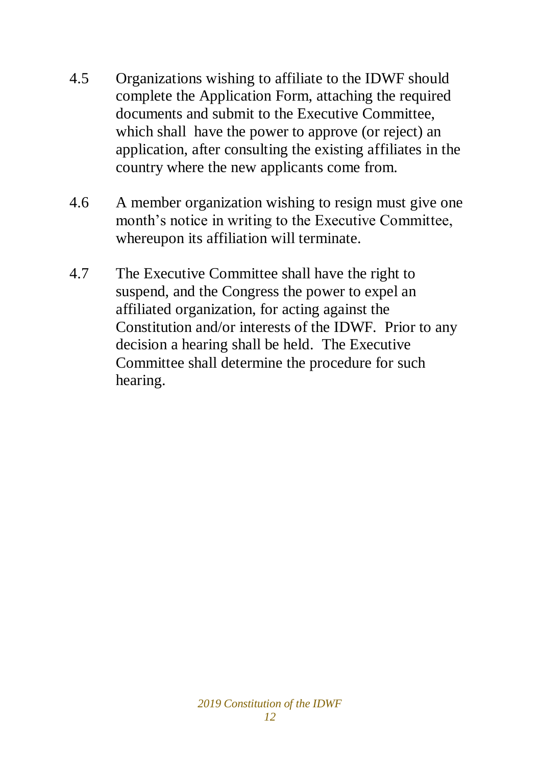4.5 Organizations wishing to affiliate to the IDWF should complete the Application Form, attaching the required documents and submit to the Executive Committee, which shall have the power to approve (or reject) an application, after consulting the existing affiliates in the country where the new applicants come from.

4.6 A member organization wishing to resign must give one month's notice in writing to the Executive Committee, whereupon its affiliation will terminate.

4.7 The Executive Committee shall have the right to suspend, and the Congress the power to expel an affiliated organization, for acting against the Constitution and/or interests of the IDWF. Prior to any decision a hearing shall be held. The Executive Committee shall determine the procedure for such hearing.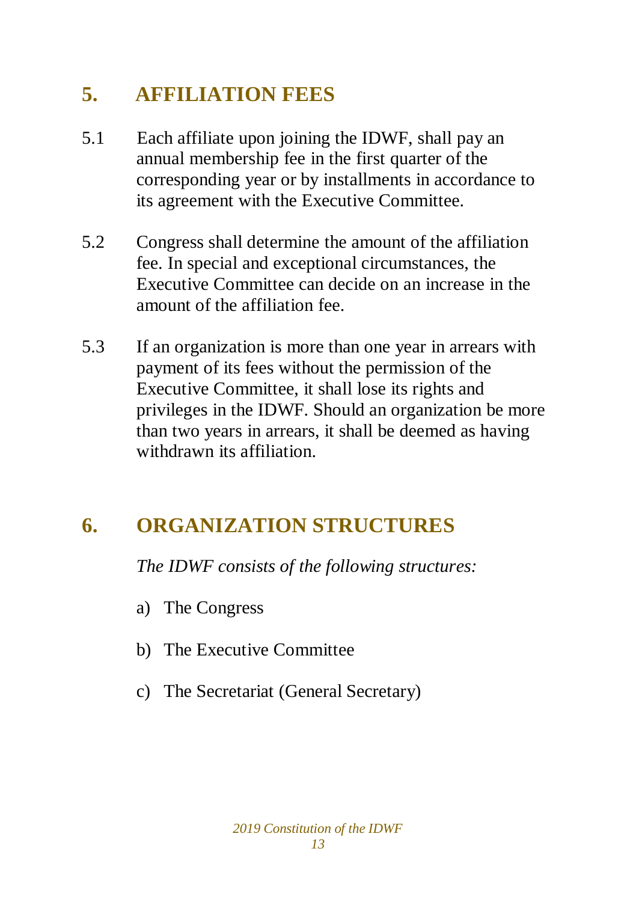## 5. AFFILIATION FEES

5.1 Each affiliate upon joining the IDWF, shall pay an annual membership fee in the first quarter of the corresponding year or by installments in accordance to its agreement with the Executive Committee.

5.2 Congress shall determine the amount of the affiliation fee. In special and exceptional circumstances, the Executive Committee can decide on an increase in the amount of the affiliation fee.

5.3 If an organization is more than one year in arrears with payment of its fees without the permission of the Executive Committee, it shall lose its rights and privileges in the IDWF. Should an organization be more than two years in arrears, it shall be deemed as having withdrawn its affiliation.

## 6. ORGANIZATION STRUCTURES

*The IDWF consists of the following structures:*

a) The Congress

b) The Executive Committee

c) The Secretariat (General Secretary)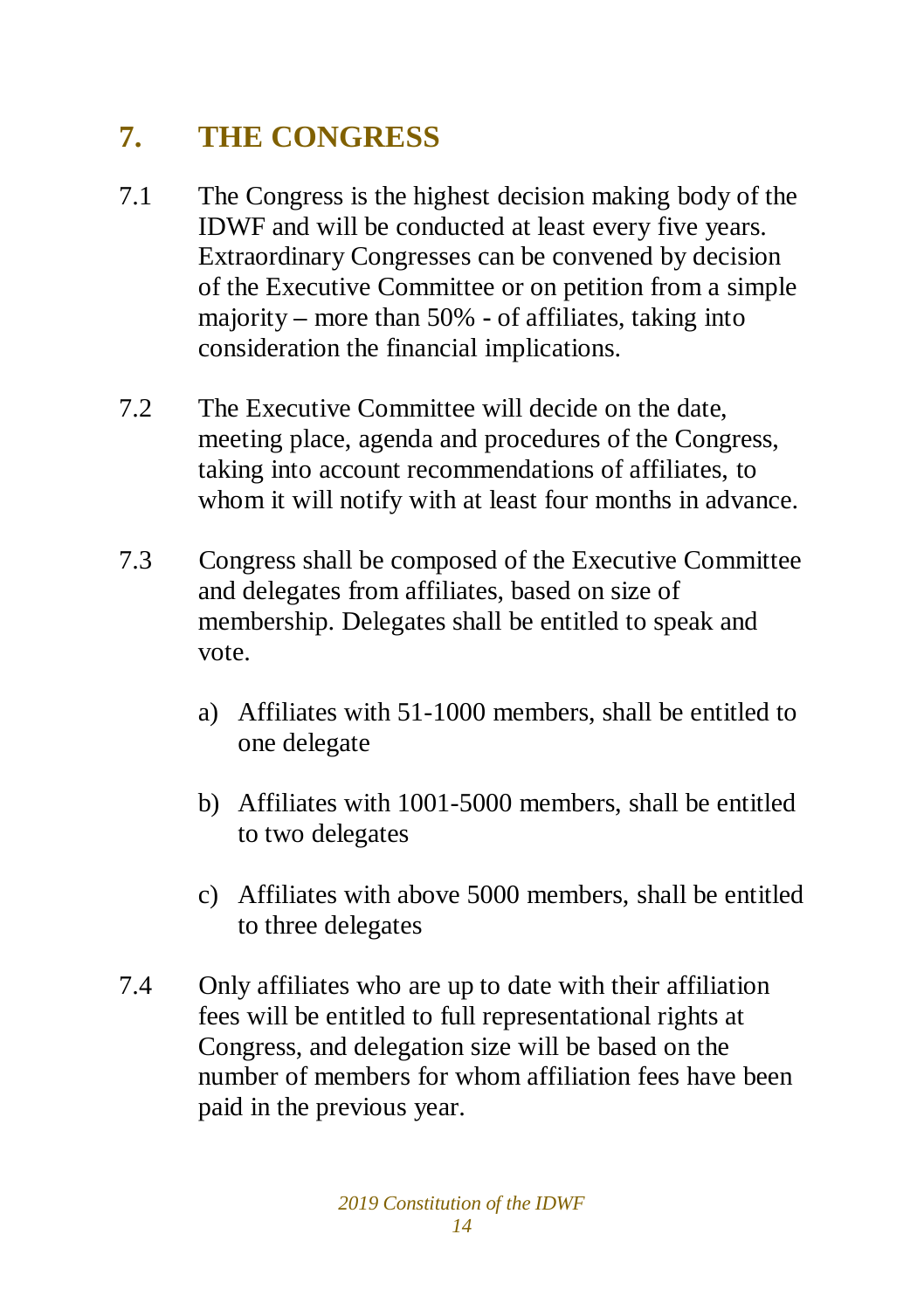## 7. THE CONGRESS

7.1 The Congress is the highest decision making body of the IDWF and will be conducted at least every five years. Extraordinary Congresses can be convened by decision of the Executive Committee or on petition from a simple majority – more than 50% - of affiliates, taking into consideration the financial implications.

7.2 The Executive Committee will decide on the date, meeting place, agenda and procedures of the Congress, taking into account recommendations of affiliates, to whom it will notify with at least four months in advance.

7.3 Congress shall be composed of the Executive Committee and delegates from affiliates, based on size of membership. Delegates shall be entitled to speak and vote.

a) Affiliates with 51-1000 members, shall be entitled to one delegate

b) Affiliates with 1001-5000 members, shall be entitled to two delegates

c) Affiliates with above 5000 members, shall be entitled to three delegates

7.4 Only affiliates who are up to date with their affiliation fees will be entitled to full representational rights at Congress, and delegation size will be based on the number of members for whom affiliation fees have been paid in the previous year.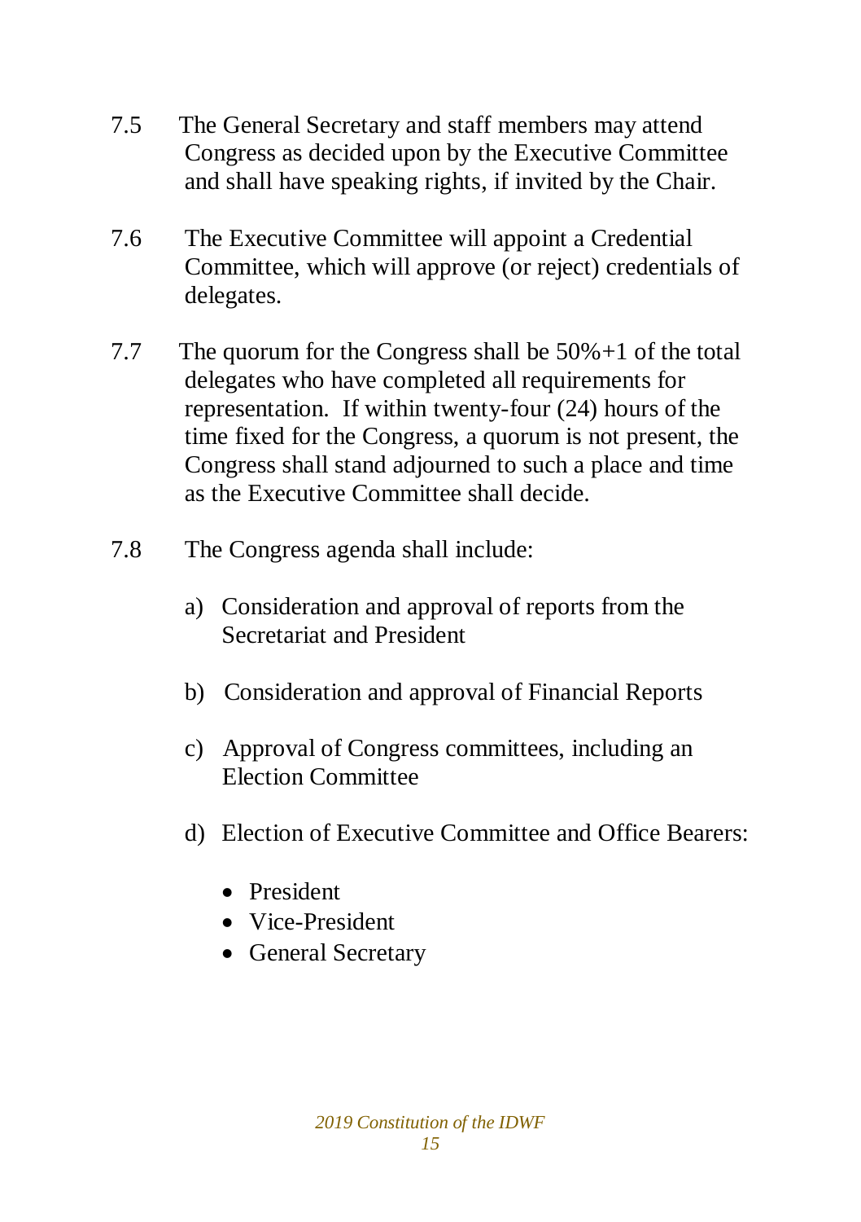7.5 The General Secretary and staff members may attend Congress as decided upon by the Executive Committee and shall have speaking rights, if invited by the Chair.

7.6 The Executive Committee will appoint a Credential Committee, which will approve (or reject) credentials of delegates.

7.7 The quorum for the Congress shall be 50%+1 of the total delegates who have completed all requirements for representation. If within twenty-four (24) hours of the time fixed for the Congress, a quorum is not present, the Congress shall stand adjourned to such a place and time as the Executive Committee shall decide.

7.8 The Congress agenda shall include:

a) Consideration and approval of reports from the Secretariat and President

b) Consideration and approval of Financial Reports

c) Approval of Congress committees, including an Election Committee

d) Election of Executive Committee and Office Bearers:

- President
- Vice-President
- General Secretary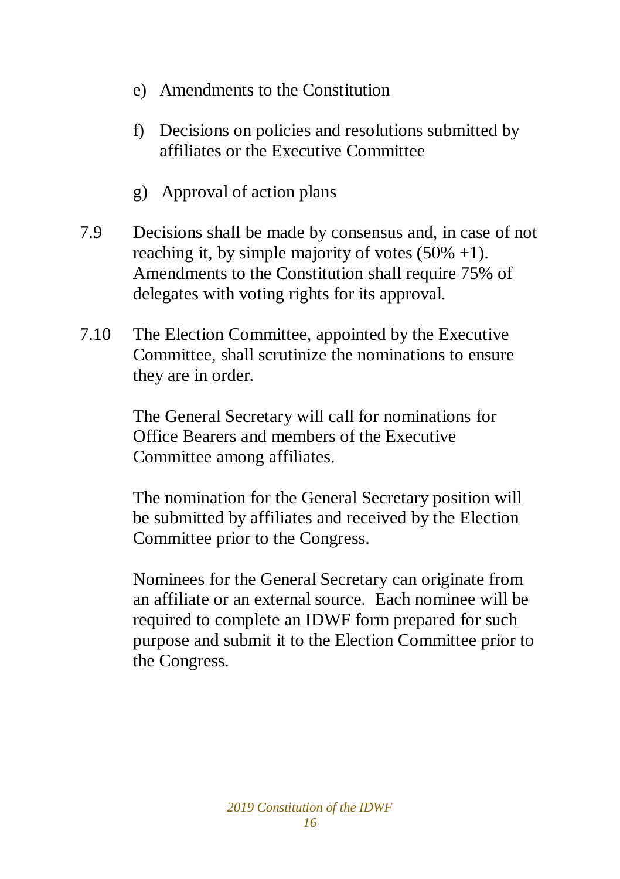e) Amendments to the Constitution

f) Decisions on policies and resolutions submitted by affiliates or the Executive Committee

g) Approval of action plans

7.9 Decisions shall be made by consensus and, in case of not reaching it, by simple majority of votes (50% +1). Amendments to the Constitution shall require 75% of delegates with voting rights for its approval.

7.10 The Election Committee, appointed by the Executive Committee, shall scrutinize the nominations to ensure they are in order.

The General Secretary will call for nominations for Office Bearers and members of the Executive Committee among affiliates.

The nomination for the General Secretary position will be submitted by affiliates and received by the Election Committee prior to the Congress.

Nominees for the General Secretary can originate from an affiliate or an external source. Each nominee will be required to complete an IDWF form prepared for such purpose and submit it to the Election Committee prior to the Congress.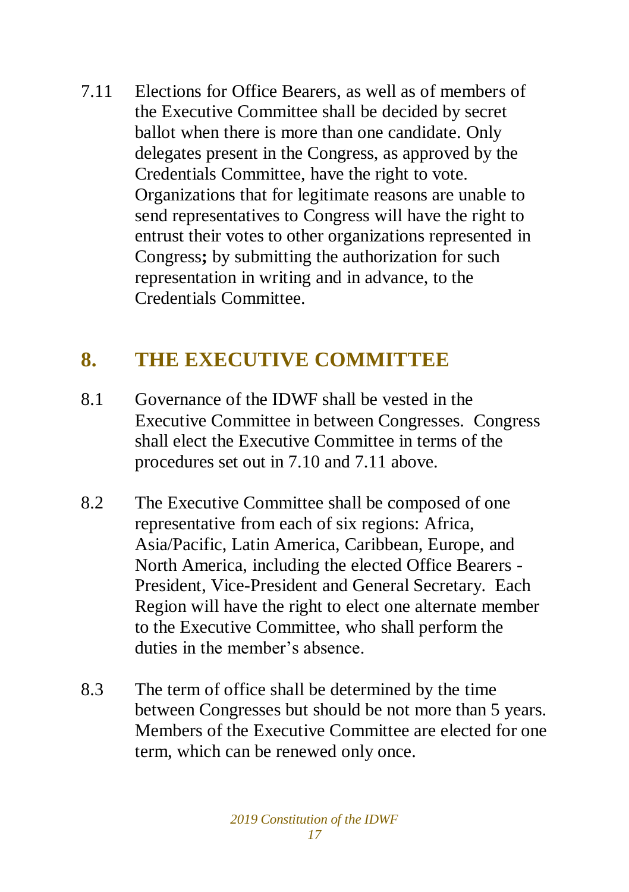7.11 Elections for Office Bearers, as well as of members of the Executive Committee shall be decided by secret ballot when there is more than one candidate. Only delegates present in the Congress, as approved by the Credentials Committee, have the right to vote. Organizations that for legitimate reasons are unable to send representatives to Congress will have the right to entrust their votes to other organizations represented in Congress**;** by submitting the authorization for such representation in writing and in advance, to the Credentials Committee.

## 8. THE EXECUTIVE COMMITTEE

8.1 Governance of the IDWF shall be vested in the Executive Committee in between Congresses. Congress shall elect the Executive Committee in terms of the procedures set out in 7.10 and 7.11 above.

8.2 The Executive Committee shall be composed of one representative from each of six regions: Africa, Asia/Pacific, Latin America, Caribbean, Europe, and North America, including the elected Office Bearers - President, Vice-President and General Secretary. Each Region will have the right to elect one alternate member to the Executive Committee, who shall perform the duties in the member's absence.

8.3 The term of office shall be determined by the time between Congresses but should be not more than 5 years. Members of the Executive Committee are elected for one term, which can be renewed only once.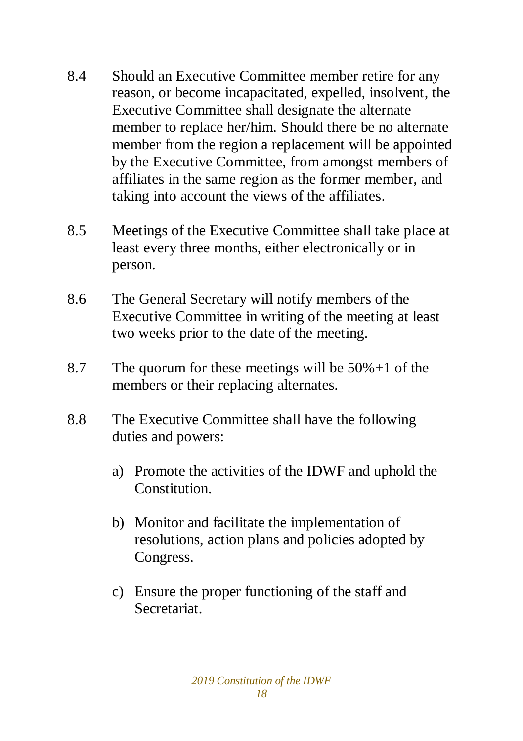8.4 Should an Executive Committee member retire for any reason, or become incapacitated, expelled, insolvent, the Executive Committee shall designate the alternate member to replace her/him. Should there be no alternate member from the region a replacement will be appointed by the Executive Committee, from amongst members of affiliates in the same region as the former member, and taking into account the views of the affiliates.

8.5 Meetings of the Executive Committee shall take place at least every three months, either electronically or in person.

8.6 The General Secretary will notify members of the Executive Committee in writing of the meeting at least two weeks prior to the date of the meeting.

8.7 The quorum for these meetings will be 50%+1 of the members or their replacing alternates.

8.8 The Executive Committee shall have the following duties and powers:

   a) Promote the activities of the IDWF and uphold the Constitution.

   b) Monitor and facilitate the implementation of resolutions, action plans and policies adopted by Congress.

   c) Ensure the proper functioning of the staff and Secretariat.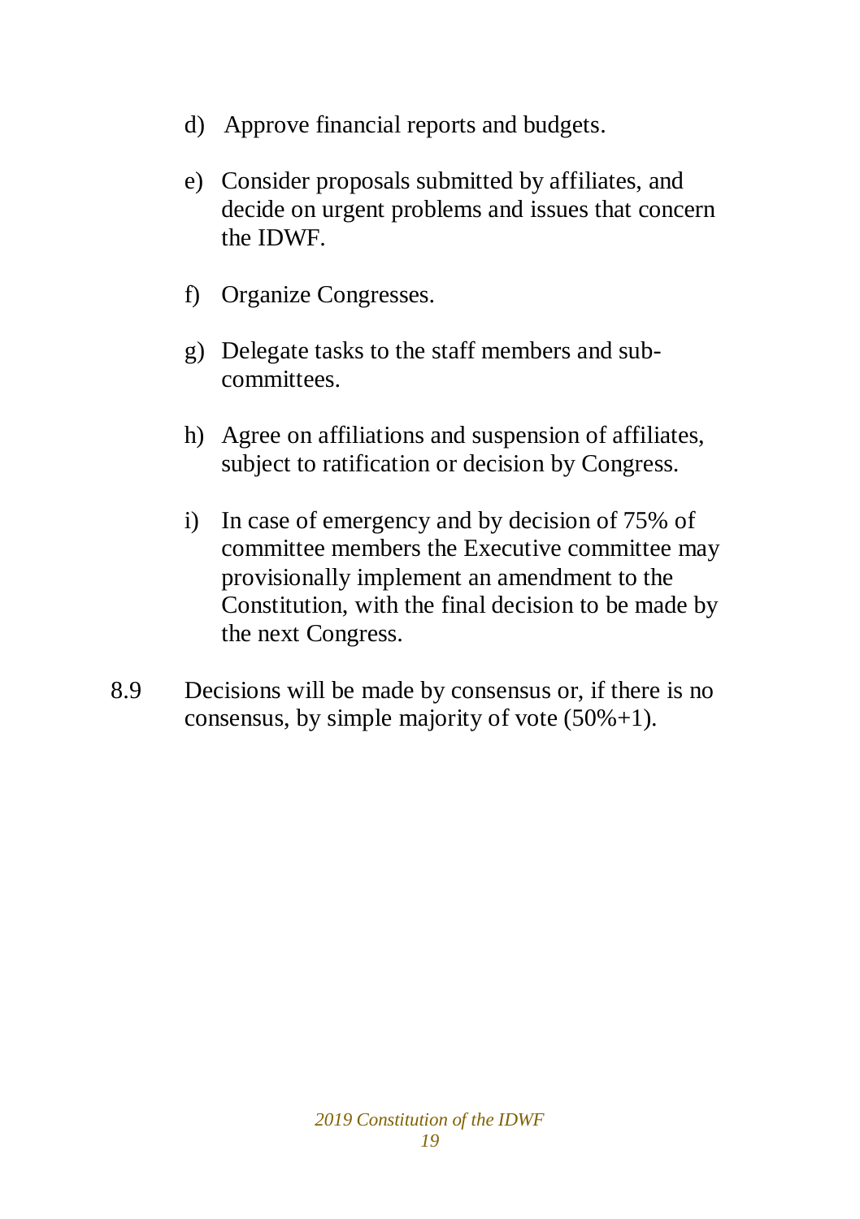d) Approve financial reports and budgets.

e) Consider proposals submitted by affiliates, and decide on urgent problems and issues that concern the IDWF.

f) Organize Congresses.

g) Delegate tasks to the staff members and sub-committees.

h) Agree on affiliations and suspension of affiliates, subject to ratification or decision by Congress.

i) In case of emergency and by decision of 75% of committee members the Executive committee may provisionally implement an amendment to the Constitution, with the final decision to be made by the next Congress.

8.9 Decisions will be made by consensus or, if there is no consensus, by simple majority of vote (50%+1).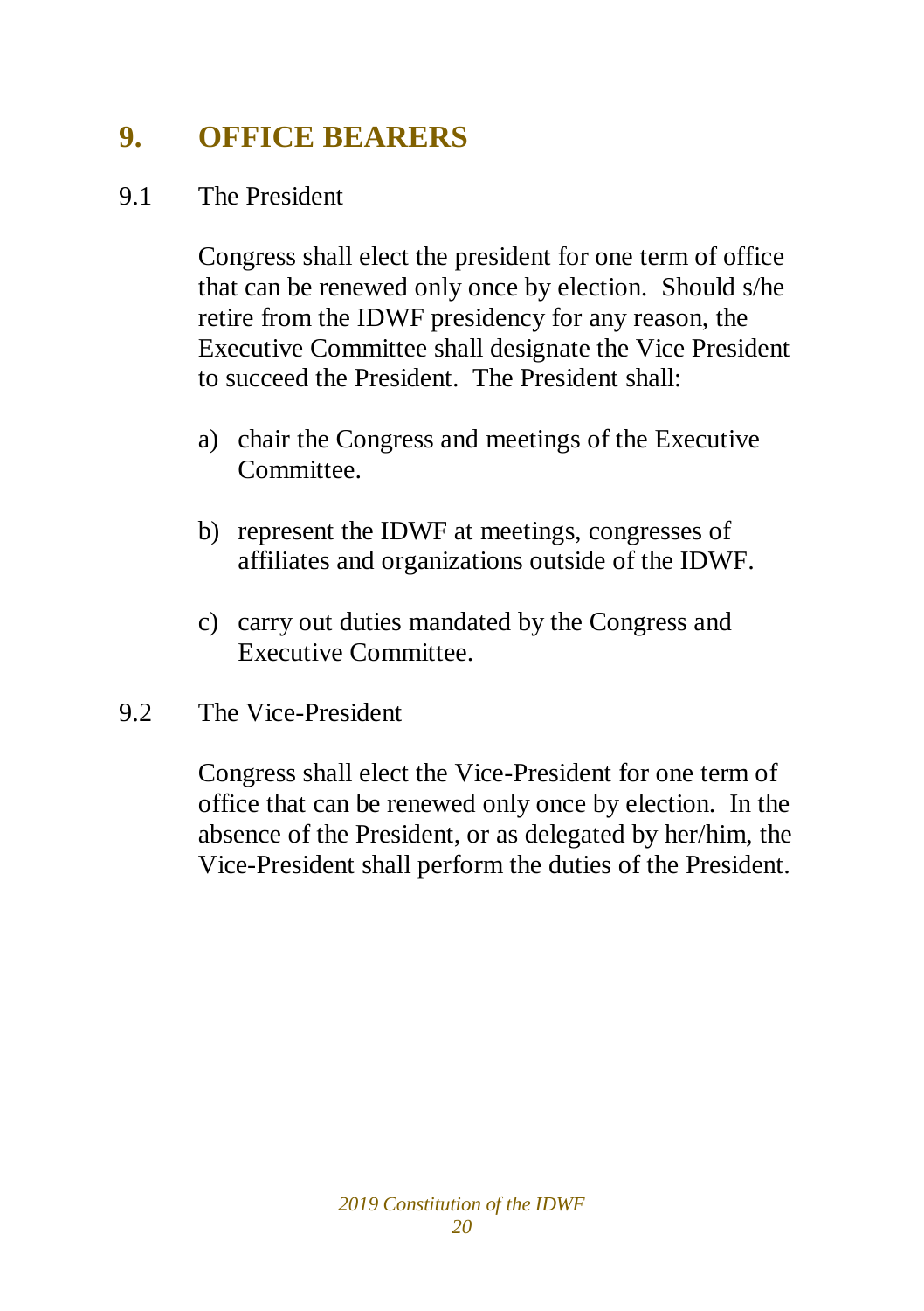## 9. OFFICE BEARERS

9.1 The President

Congress shall elect the president for one term of office that can be renewed only once by election. Should s/he retire from the IDWF presidency for any reason, the Executive Committee shall designate the Vice President to succeed the President. The President shall:

a) chair the Congress and meetings of the Executive Committee.

b) represent the IDWF at meetings, congresses of affiliates and organizations outside of the IDWF.

c) carry out duties mandated by the Congress and Executive Committee.

9.2 The Vice-President

Congress shall elect the Vice-President for one term of office that can be renewed only once by election. In the absence of the President, or as delegated by her/him, the Vice-President shall perform the duties of the President.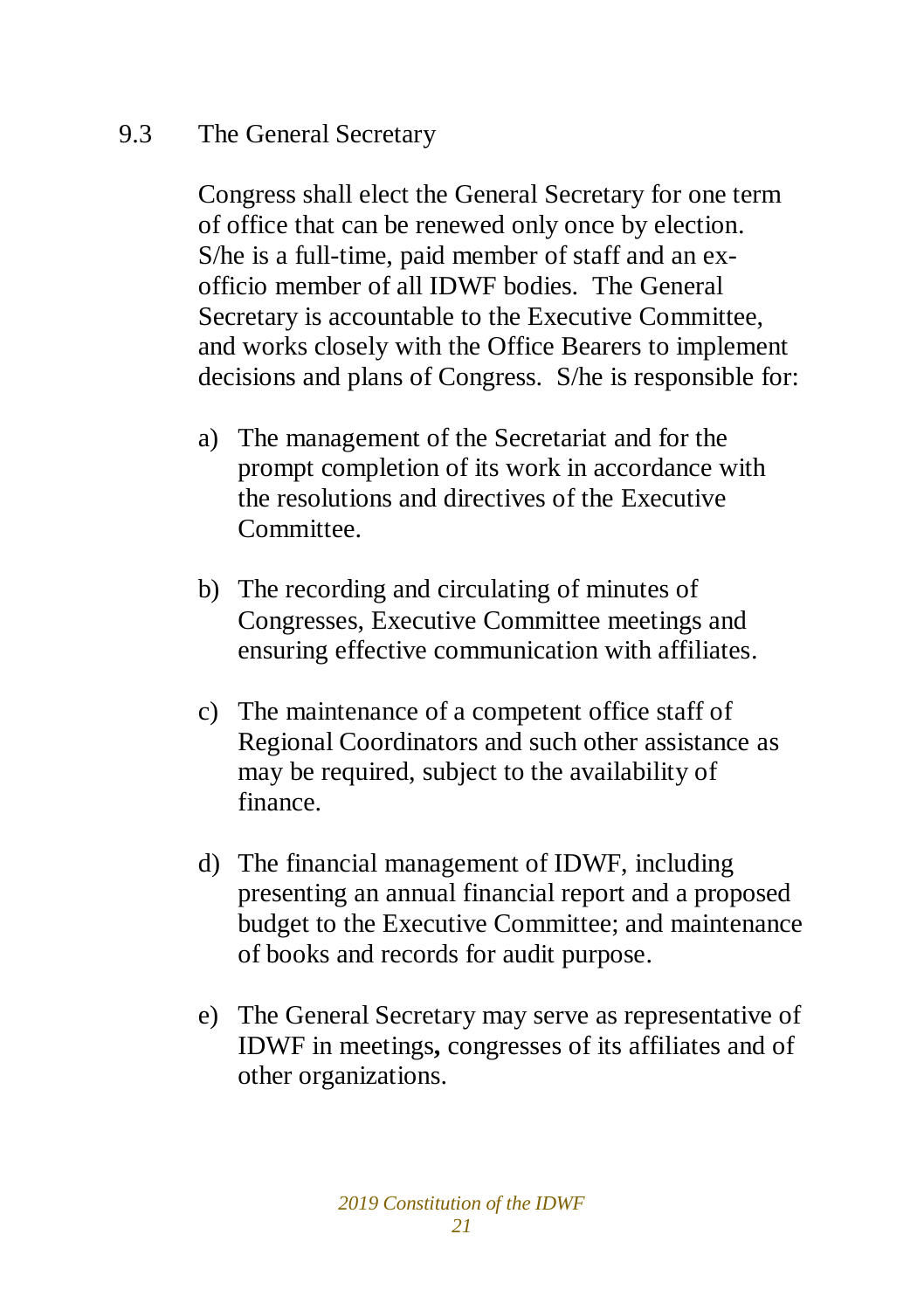### 9.3 The General Secretary

Congress shall elect the General Secretary for one term of office that can be renewed only once by election. S/he is a full-time, paid member of staff and an ex-officio member of all IDWF bodies. The General Secretary is accountable to the Executive Committee, and works closely with the Office Bearers to implement decisions and plans of Congress. S/he is responsible for:

a) The management of the Secretariat and for the prompt completion of its work in accordance with the resolutions and directives of the Executive Committee.

b) The recording and circulating of minutes of Congresses, Executive Committee meetings and ensuring effective communication with affiliates.

c) The maintenance of a competent office staff of Regional Coordinators and such other assistance as may be required, subject to the availability of finance.

d) The financial management of IDWF, including presenting an annual financial report and a proposed budget to the Executive Committee; and maintenance of books and records for audit purpose.

e) The General Secretary may serve as representative of IDWF in meetings**,** congresses of its affiliates and of other organizations.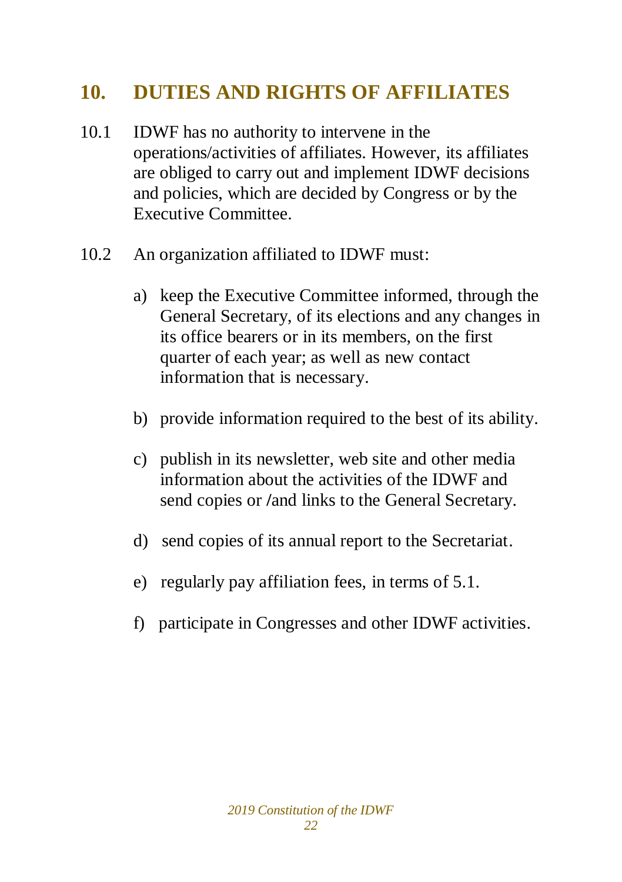## 10. DUTIES AND RIGHTS OF AFFILIATES

10.1 IDWF has no authority to intervene in the operations/activities of affiliates. However, its affiliates are obliged to carry out and implement IDWF decisions and policies, which are decided by Congress or by the Executive Committee.

10.2 An organization affiliated to IDWF must:

a) keep the Executive Committee informed, through the General Secretary, of its elections and any changes in its office bearers or in its members, on the first quarter of each year; as well as new contact information that is necessary.

b) provide information required to the best of its ability.

c) publish in its newsletter, web site and other media information about the activities of the IDWF and send copies or /and links to the General Secretary.

d) send copies of its annual report to the Secretariat.

e) regularly pay affiliation fees, in terms of 5.1.

f) participate in Congresses and other IDWF activities.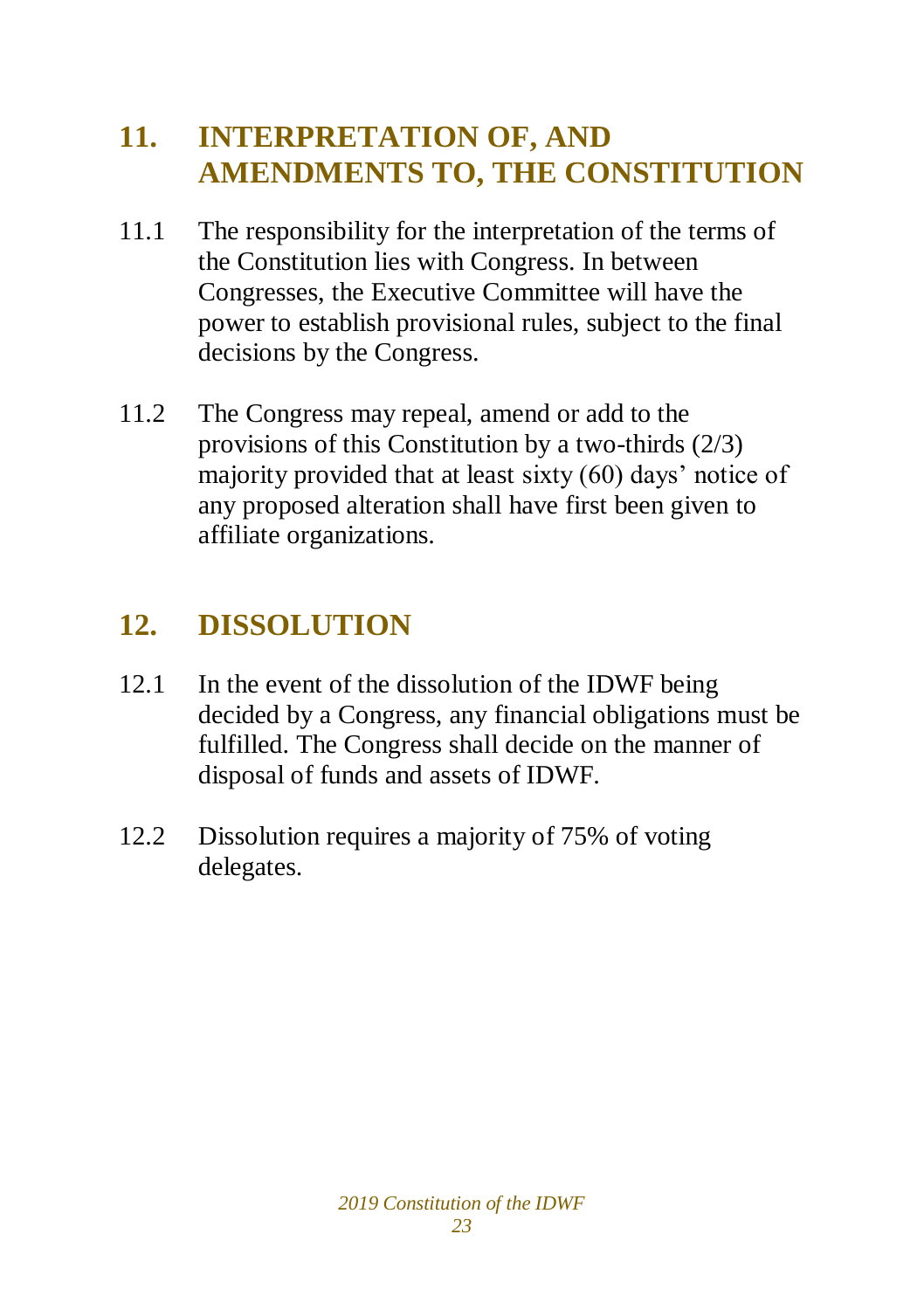## 11. INTERPRETATION OF, AND AMENDMENTS TO, THE CONSTITUTION

11.1 The responsibility for the interpretation of the terms of the Constitution lies with Congress. In between Congresses, the Executive Committee will have the power to establish provisional rules, subject to the final decisions by the Congress.

11.2 The Congress may repeal, amend or add to the provisions of this Constitution by a two-thirds (2/3) majority provided that at least sixty (60) days' notice of any proposed alteration shall have first been given to affiliate organizations.

## 12. DISSOLUTION

12.1 In the event of the dissolution of the IDWF being decided by a Congress, any financial obligations must be fulfilled. The Congress shall decide on the manner of disposal of funds and assets of IDWF.

12.2 Dissolution requires a majority of 75% of voting delegates.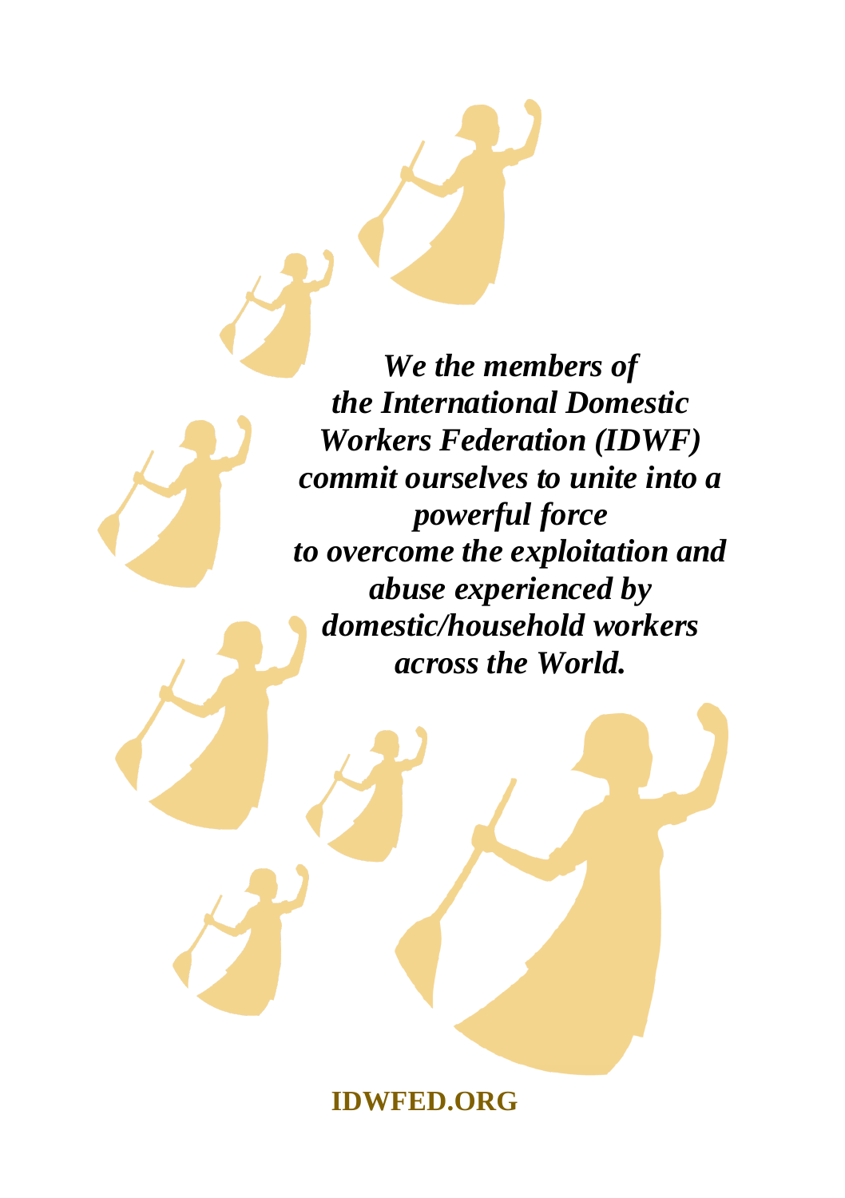***We the members of the International Domestic Workers Federation (IDWF) commit ourselves to unite into a powerful force to overcome the exploitation and abuse experienced by domestic/household workers across the World.***

**IDWFED.ORG**